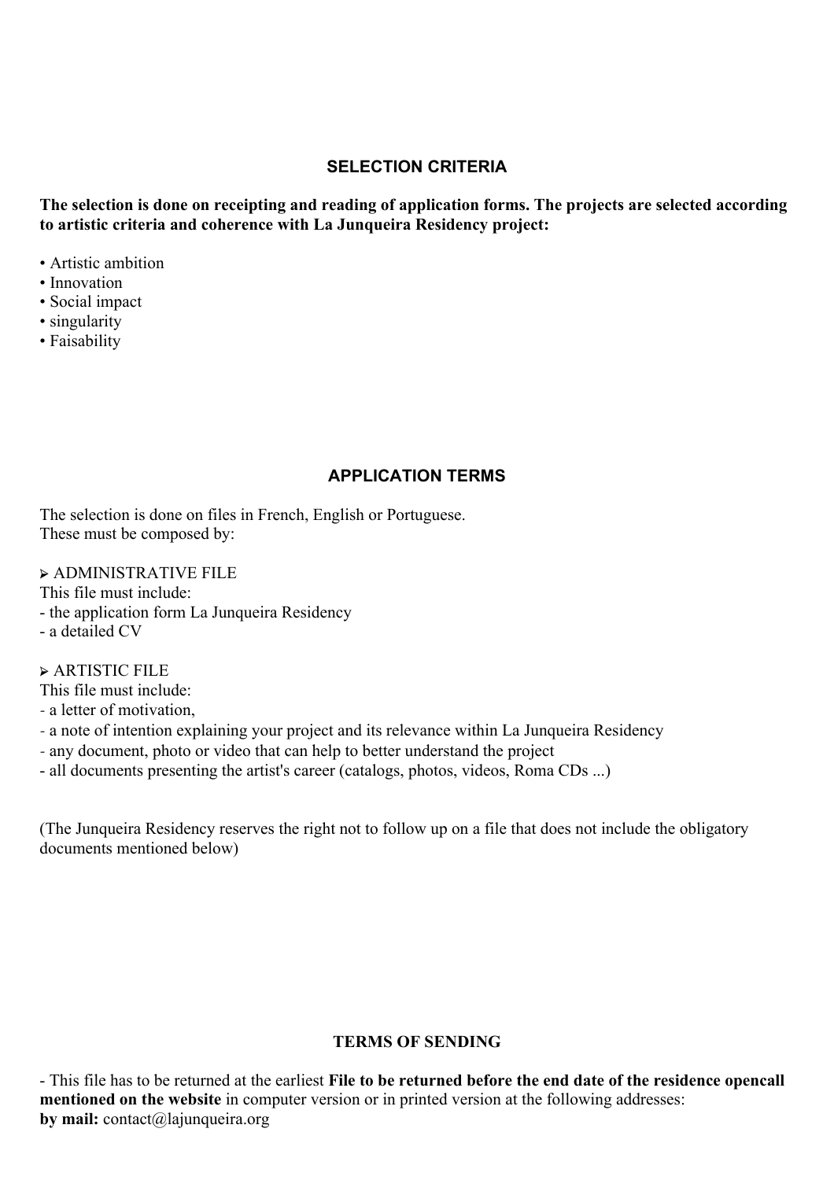## SELECTION CRITERIA

**The selection is done on receipting and reading of application forms. The projects are selected according to artistic criteria and coherence with La Junqueira Residency project:**

- Artistic ambition
- Innovation
- Social impact
- singularity
- Faisability

## APPLICATION TERMS

The selection is done on files in French, English or Portuguese.
These must be composed by:

➢ ADMINISTRATIVE FILE
This file must include:
- the application form La Junqueira Residency
- a detailed CV

➢ ARTISTIC FILE
This file must include:
- a letter of motivation,
- a note of intention explaining your project and its relevance within La Junqueira Residency
- any document, photo or video that can help to better understand the project
- all documents presenting the artist's career (catalogs, photos, videos, Roma CDs ...)

(The Junqueira Residency reserves the right not to follow up on a file that does not include the obligatory documents mentioned below)

## TERMS OF SENDING

- This file has to be returned at the earliest **File to be returned before the end date of the residence opencall mentioned on the website** in computer version or in printed version at the following addresses:
**by mail:** contact@lajunqueira.org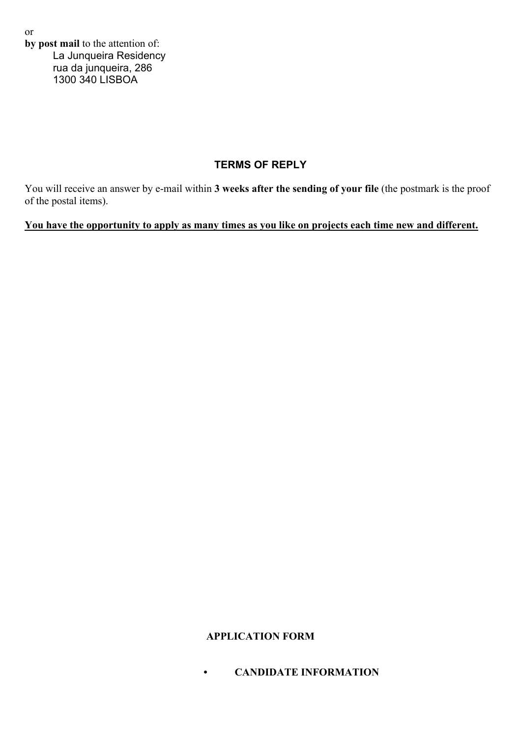or

**by post mail** to the attention of:

La Junqueira Residency
rua da junqueira, 286
1300 340 LISBOA

## TERMS OF REPLY

You will receive an answer by e-mail within **3 weeks after the sending of your file** (the postmark is the proof of the postal items).

**You have the opportunity to apply as many times as you like on projects each time new and different.**

## APPLICATION FORM

- **CANDIDATE INFORMATION**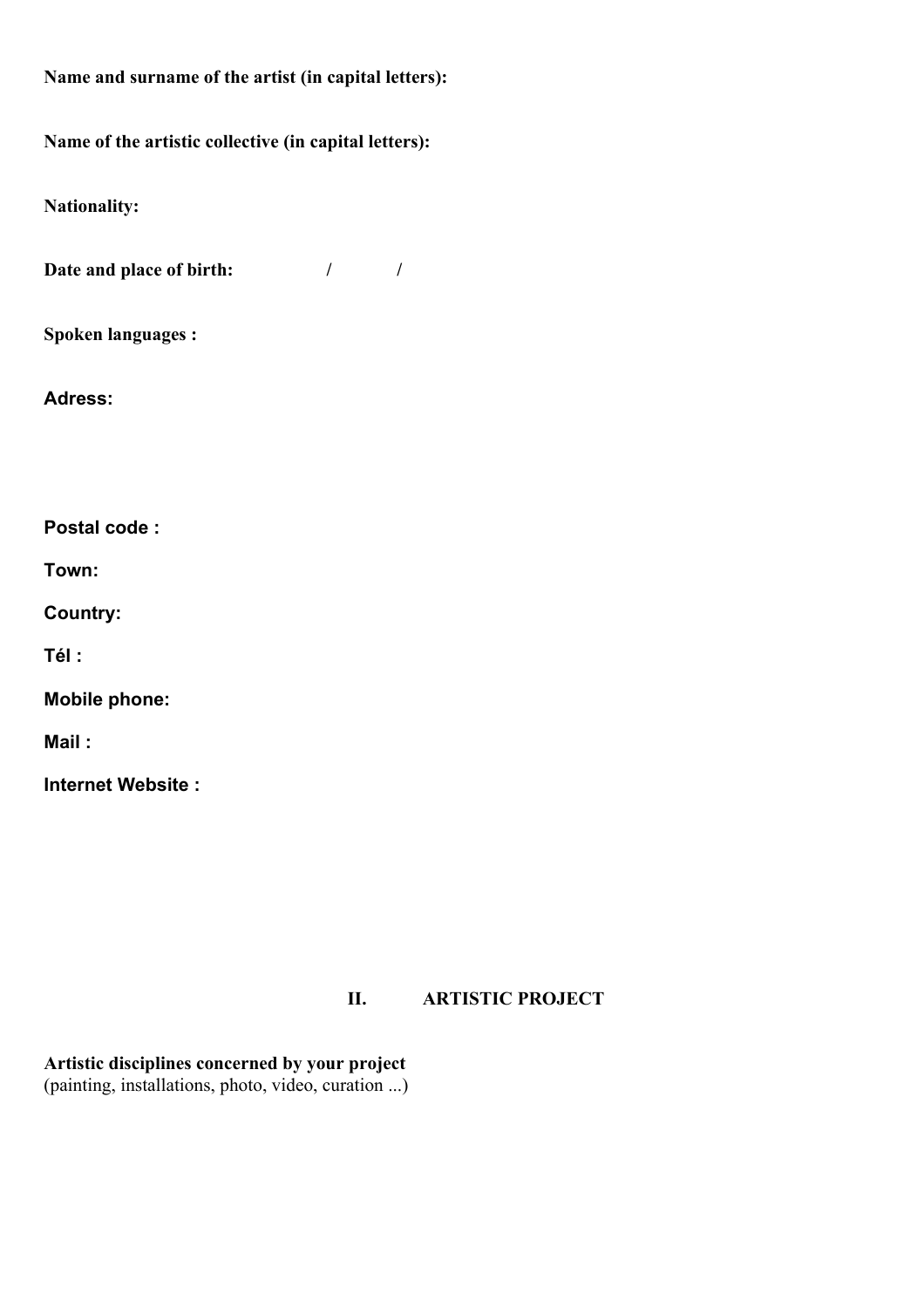**Name and surname of the artist (in capital letters):**

**Name of the artistic collective (in capital letters):**

**Nationality:**

**Date and place of birth:** / /

**Spoken languages :**

**Adress:**

**Postal code :**

**Town:**

**Country:**

**Tél :**

**Mobile phone:**

**Mail :**

**Internet Website :**

## II. ARTISTIC PROJECT

**Artistic disciplines concerned by your project**
(painting, installations, photo, video, curation ...)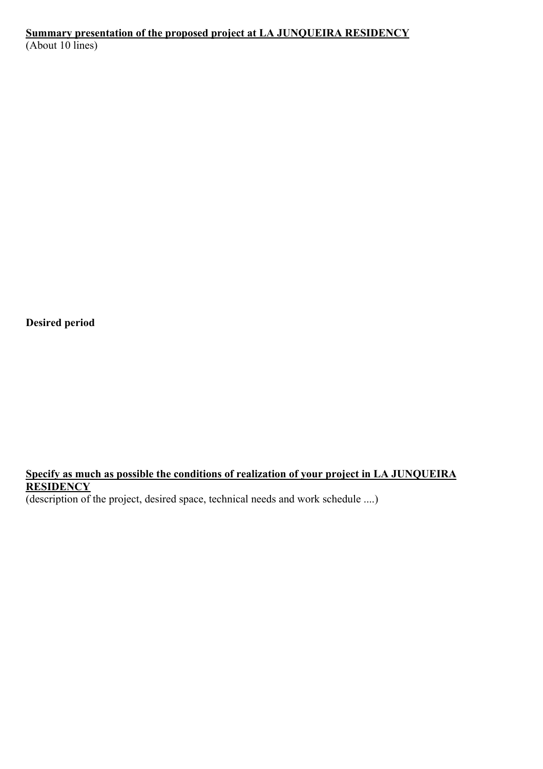**<u>Summary presentation of the proposed project at LA JUNQUEIRA RESIDENCY</u>**
(About 10 lines)

**Desired period**

**<u>Specify as much as possible the conditions of realization of your project in LA JUNQUEIRA RESIDENCY</u>**
(description of the project, desired space, technical needs and work schedule ....)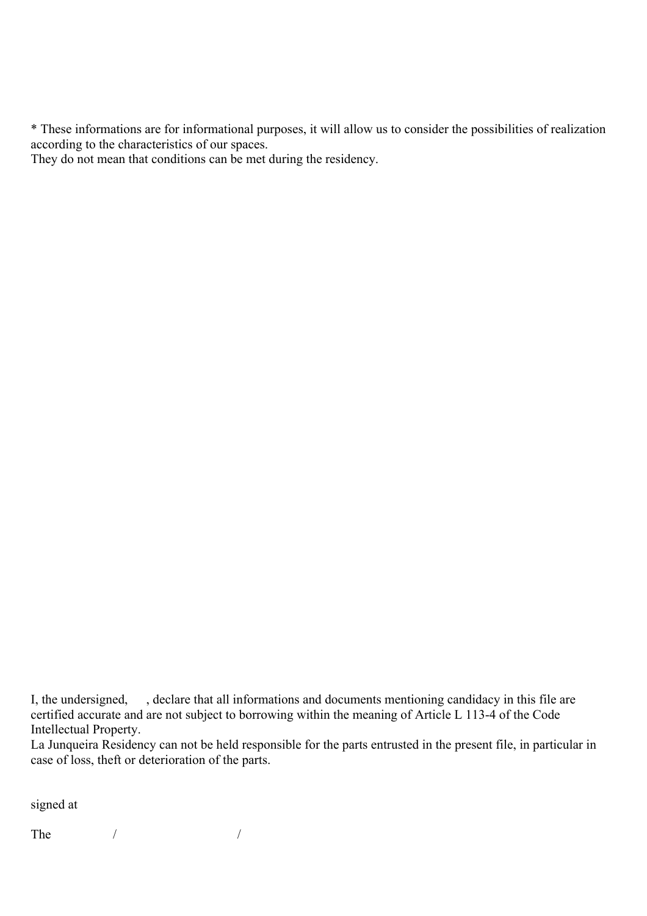* These informations are for informational purposes, it will allow us to consider the possibilities of realization according to the characteristics of our spaces.
They do not mean that conditions can be met during the residency.

I, the undersigned, , declare that all informations and documents mentioning candidacy in this file are certified accurate and are not subject to borrowing within the meaning of Article L 113-4 of the Code Intellectual Property.
La Junqueira Residency can not be held responsible for the parts entrusted in the present file, in particular in case of loss, theft or deterioration of the parts.

signed at

The / /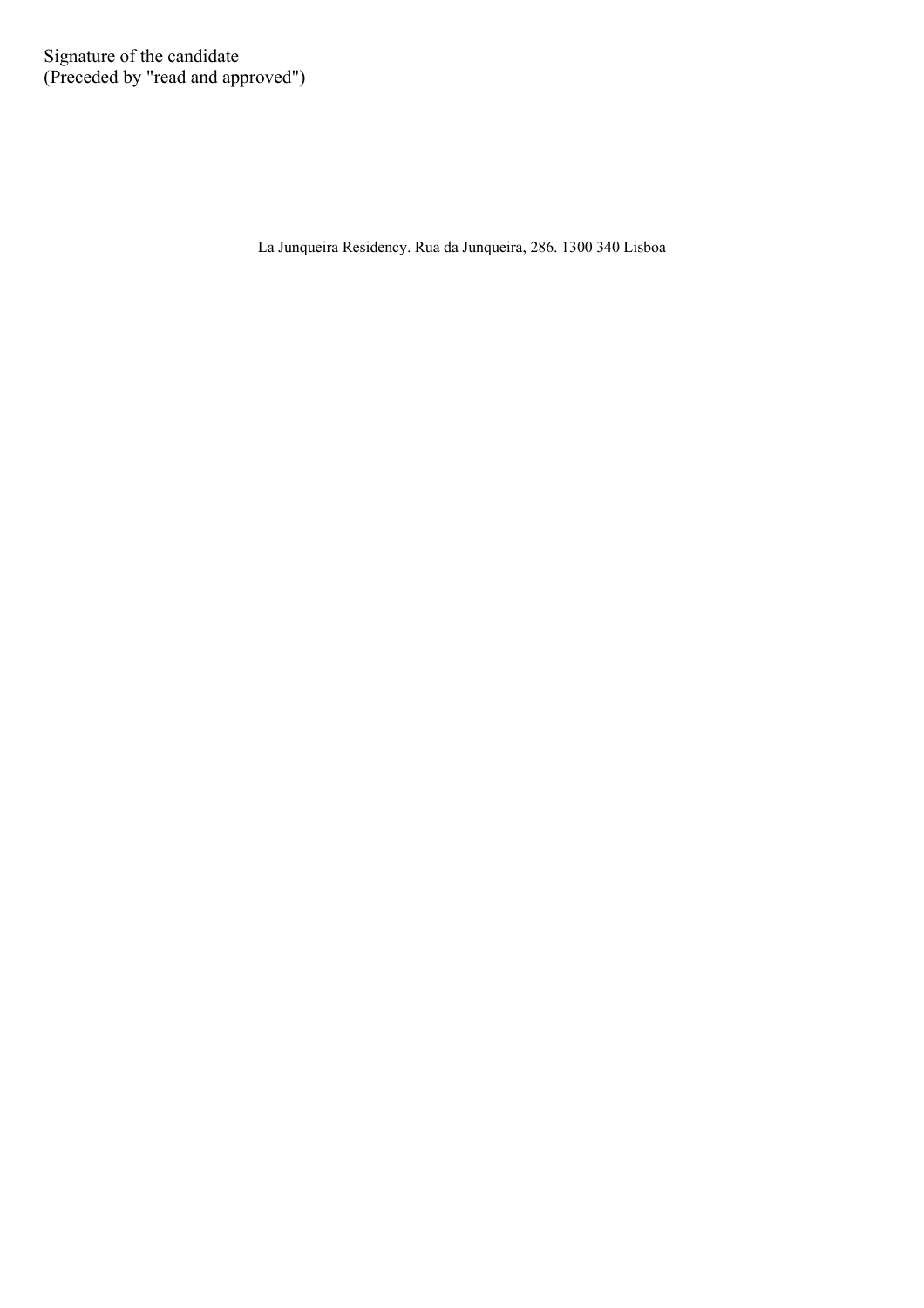Signature of the candidate
(Preceded by "read and approved")

La Junqueira Residency. Rua da Junqueira, 286. 1300 340 Lisboa